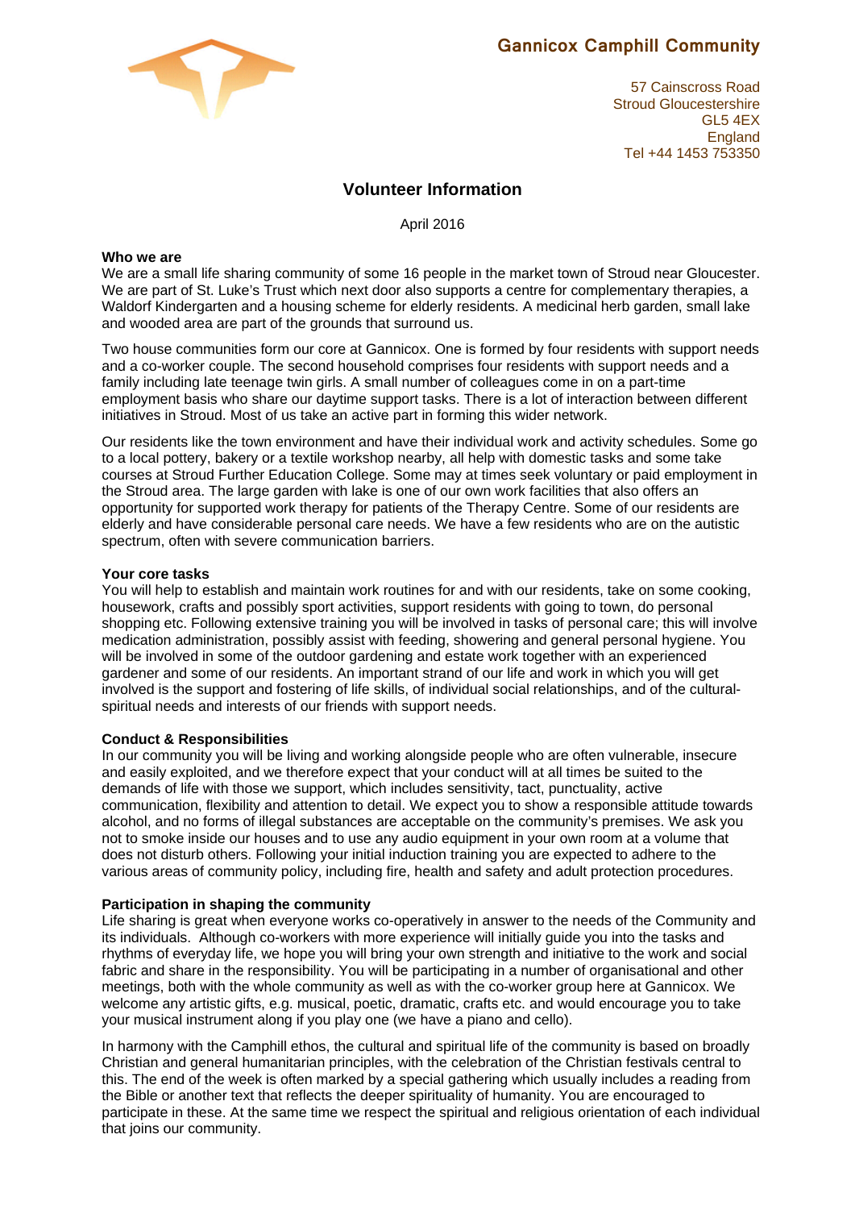# Gannicox Camphill Community

57 Cainscross Road
Stroud Gloucestershire
GL5 4EX
England
Tel +44 1453 753350

## Volunteer Information

April 2016

**Who we are**

We are a small life sharing community of some 16 people in the market town of Stroud near Gloucester. We are part of St. Luke's Trust which next door also supports a centre for complementary therapies, a Waldorf Kindergarten and a housing scheme for elderly residents. A medicinal herb garden, small lake and wooded area are part of the grounds that surround us.

Two house communities form our core at Gannicox. One is formed by four residents with support needs and a co-worker couple. The second household comprises four residents with support needs and a family including late teenage twin girls. A small number of colleagues come in on a part-time employment basis who share our daytime support tasks. There is a lot of interaction between different initiatives in Stroud. Most of us take an active part in forming this wider network.

Our residents like the town environment and have their individual work and activity schedules. Some go to a local pottery, bakery or a textile workshop nearby, all help with domestic tasks and some take courses at Stroud Further Education College. Some may at times seek voluntary or paid employment in the Stroud area. The large garden with lake is one of our own work facilities that also offers an opportunity for supported work therapy for patients of the Therapy Centre. Some of our residents are elderly and have considerable personal care needs. We have a few residents who are on the autistic spectrum, often with severe communication barriers.

**Your core tasks**

You will help to establish and maintain work routines for and with our residents, take on some cooking, housework, crafts and possibly sport activities, support residents with going to town, do personal shopping etc. Following extensive training you will be involved in tasks of personal care; this will involve medication administration, possibly assist with feeding, showering and general personal hygiene. You will be involved in some of the outdoor gardening and estate work together with an experienced gardener and some of our residents. An important strand of our life and work in which you will get involved is the support and fostering of life skills, of individual social relationships, and of the cultural-spiritual needs and interests of our friends with support needs.

**Conduct & Responsibilities**

In our community you will be living and working alongside people who are often vulnerable, insecure and easily exploited, and we therefore expect that your conduct will at all times be suited to the demands of life with those we support, which includes sensitivity, tact, punctuality, active communication, flexibility and attention to detail. We expect you to show a responsible attitude towards alcohol, and no forms of illegal substances are acceptable on the community's premises. We ask you not to smoke inside our houses and to use any audio equipment in your own room at a volume that does not disturb others. Following your initial induction training you are expected to adhere to the various areas of community policy, including fire, health and safety and adult protection procedures.

**Participation in shaping the community**

Life sharing is great when everyone works co-operatively in answer to the needs of the Community and its individuals. Although co-workers with more experience will initially guide you into the tasks and rhythms of everyday life, we hope you will bring your own strength and initiative to the work and social fabric and share in the responsibility. You will be participating in a number of organisational and other meetings, both with the whole community as well as with the co-worker group here at Gannicox. We welcome any artistic gifts, e.g. musical, poetic, dramatic, crafts etc. and would encourage you to take your musical instrument along if you play one (we have a piano and cello).

In harmony with the Camphill ethos, the cultural and spiritual life of the community is based on broadly Christian and general humanitarian principles, with the celebration of the Christian festivals central to this. The end of the week is often marked by a special gathering which usually includes a reading from the Bible or another text that reflects the deeper spirituality of humanity. You are encouraged to participate in these. At the same time we respect the spiritual and religious orientation of each individual that joins our community.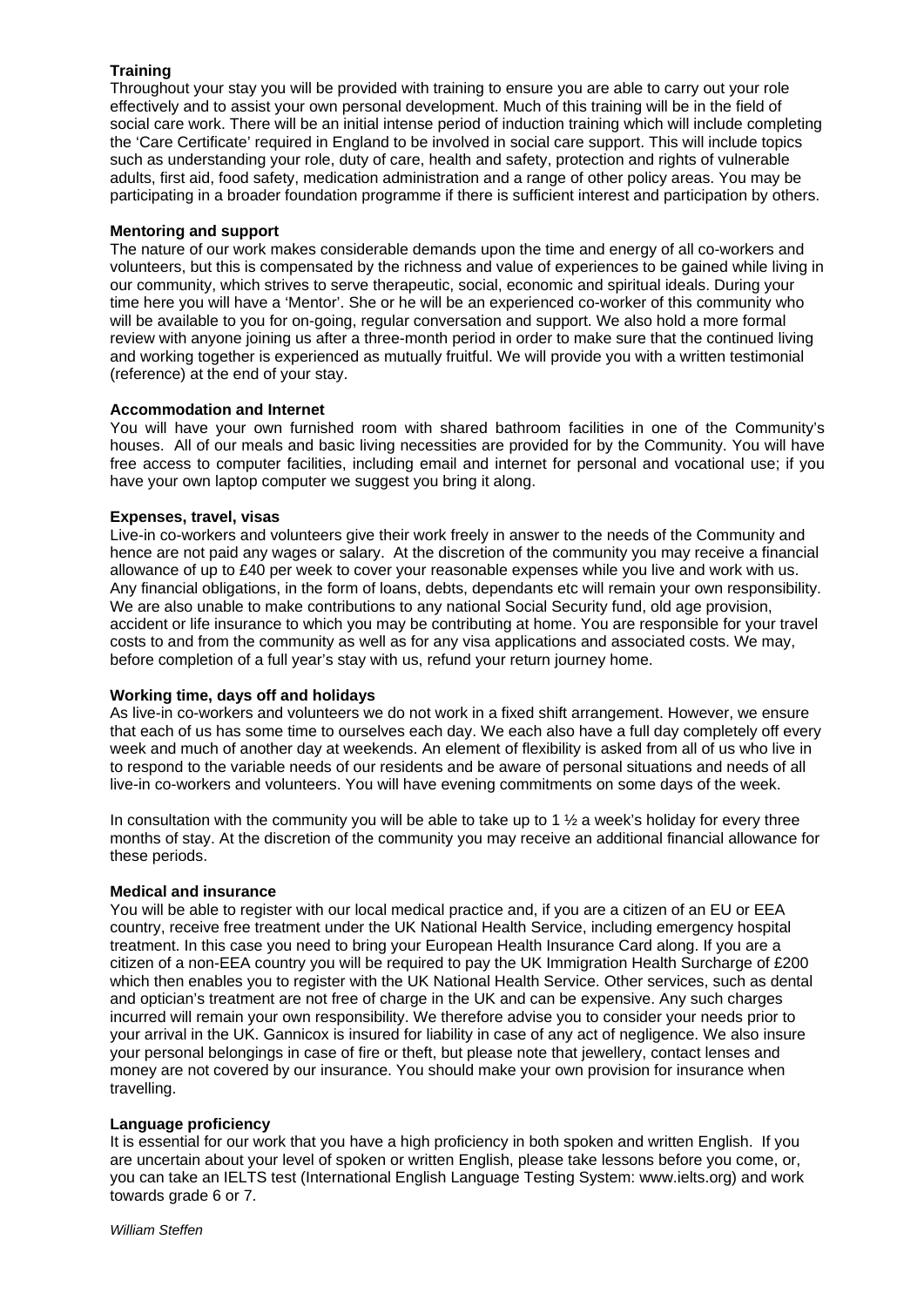**Training**

Throughout your stay you will be provided with training to ensure you are able to carry out your role effectively and to assist your own personal development. Much of this training will be in the field of social care work. There will be an initial intense period of induction training which will include completing the 'Care Certificate' required in England to be involved in social care support. This will include topics such as understanding your role, duty of care, health and safety, protection and rights of vulnerable adults, first aid, food safety, medication administration and a range of other policy areas. You may be participating in a broader foundation programme if there is sufficient interest and participation by others.

**Mentoring and support**

The nature of our work makes considerable demands upon the time and energy of all co-workers and volunteers, but this is compensated by the richness and value of experiences to be gained while living in our community, which strives to serve therapeutic, social, economic and spiritual ideals. During your time here you will have a 'Mentor'. She or he will be an experienced co-worker of this community who will be available to you for on-going, regular conversation and support. We also hold a more formal review with anyone joining us after a three-month period in order to make sure that the continued living and working together is experienced as mutually fruitful. We will provide you with a written testimonial (reference) at the end of your stay.

**Accommodation and Internet**

You will have your own furnished room with shared bathroom facilities in one of the Community's houses. All of our meals and basic living necessities are provided for by the Community. You will have free access to computer facilities, including email and internet for personal and vocational use; if you have your own laptop computer we suggest you bring it along.

**Expenses, travel, visas**

Live-in co-workers and volunteers give their work freely in answer to the needs of the Community and hence are not paid any wages or salary. At the discretion of the community you may receive a financial allowance of up to £40 per week to cover your reasonable expenses while you live and work with us. Any financial obligations, in the form of loans, debts, dependants etc will remain your own responsibility. We are also unable to make contributions to any national Social Security fund, old age provision, accident or life insurance to which you may be contributing at home. You are responsible for your travel costs to and from the community as well as for any visa applications and associated costs. We may, before completion of a full year's stay with us, refund your return journey home.

**Working time, days off and holidays**

As live-in co-workers and volunteers we do not work in a fixed shift arrangement. However, we ensure that each of us has some time to ourselves each day. We each also have a full day completely off every week and much of another day at weekends. An element of flexibility is asked from all of us who live in to respond to the variable needs of our residents and be aware of personal situations and needs of all live-in co-workers and volunteers. You will have evening commitments on some days of the week.

In consultation with the community you will be able to take up to 1 ½ a week's holiday for every three months of stay. At the discretion of the community you may receive an additional financial allowance for these periods.

**Medical and insurance**

You will be able to register with our local medical practice and, if you are a citizen of an EU or EEA country, receive free treatment under the UK National Health Service, including emergency hospital treatment. In this case you need to bring your European Health Insurance Card along. If you are a citizen of a non-EEA country you will be required to pay the UK Immigration Health Surcharge of £200 which then enables you to register with the UK National Health Service. Other services, such as dental and optician's treatment are not free of charge in the UK and can be expensive. Any such charges incurred will remain your own responsibility. We therefore advise you to consider your needs prior to your arrival in the UK. Gannicox is insured for liability in case of any act of negligence. We also insure your personal belongings in case of fire or theft, but please note that jewellery, contact lenses and money are not covered by our insurance. You should make your own provision for insurance when travelling.

**Language proficiency**

It is essential for our work that you have a high proficiency in both spoken and written English. If you are uncertain about your level of spoken or written English, please take lessons before you come, or, you can take an IELTS test (International English Language Testing System: www.ielts.org) and work towards grade 6 or 7.

*William Steffen*